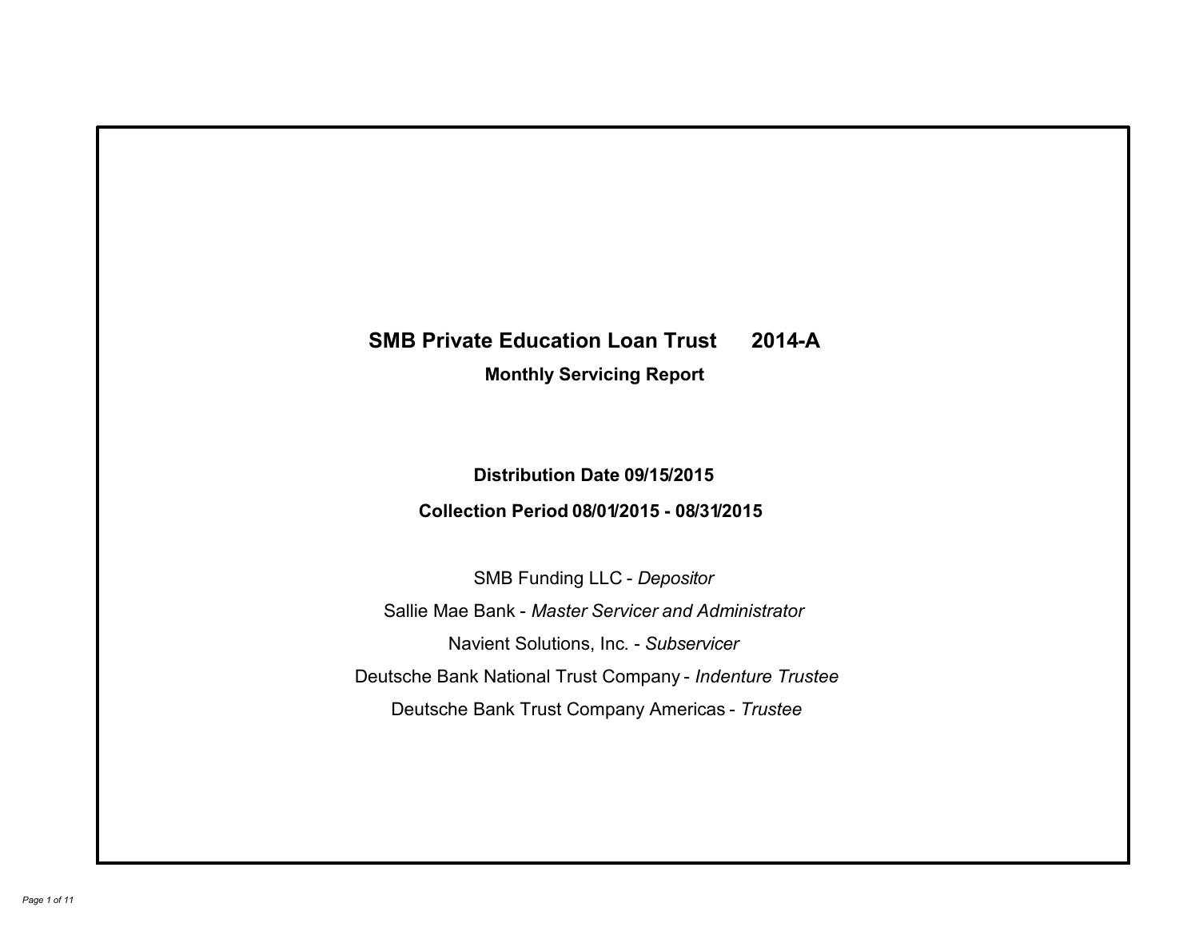# SMB Private Education Loan Trust 2014-A

## Monthly Servicing Report

**Distribution Date 09/15/2015**

**Collection Period 08/01/2015 - 08/31/2015**

SMB Funding LLC - *Depositor*

Sallie Mae Bank - *Master Servicer and Administrator*

Navient Solutions, Inc. - *Subservicer*

Deutsche Bank National Trust Company - *Indenture Trustee*

Deutsche Bank Trust Company Americas - *Trustee*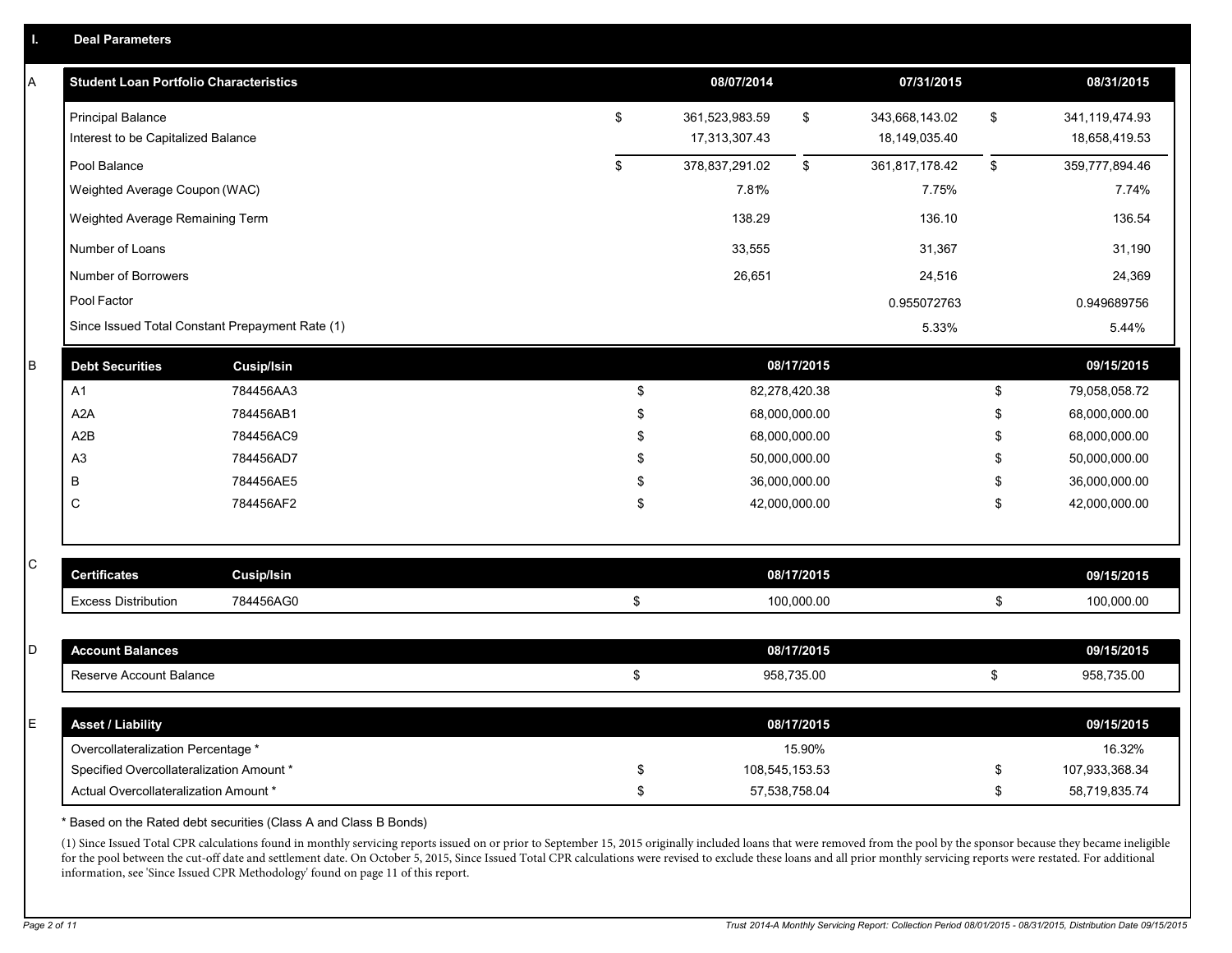# I. Deal Parameters

## A

| Student Loan Portfolio Characteristics | 08/07/2014 | 07/31/2015 | 08/31/2015 |
|---|---|---|---|
| Principal Balance | $ 361,523,983.59 | $ 343,668,143.02 | $ 341,119,474.93 |
| Interest to be Capitalized Balance | 17,313,307.43 | 18,149,035.40 | 18,658,419.53 |
| Pool Balance | $ 378,837,291.02 | $ 361,817,178.42 | $ 359,777,894.46 |
| Weighted Average Coupon (WAC) | 7.81% | 7.75% | 7.74% |
| Weighted Average Remaining Term | 138.29 | 136.10 | 136.54 |
| Number of Loans | 33,555 | 31,367 | 31,190 |
| Number of Borrowers | 26,651 | 24,516 | 24,369 |
| Pool Factor | | 0.955072763 | 0.949689756 |
| Since Issued Total Constant Prepayment Rate (1) | | 5.33% | 5.44% |

## B

| Debt Securities | Cusip/Isin | 08/17/2015 | 09/15/2015 |
|---|---|---|---|
| A1 | 784456AA3 | $ 82,278,420.38 | $ 79,058,058.72 |
| A2A | 784456AB1 | $ 68,000,000.00 | $ 68,000,000.00 |
| A2B | 784456AC9 | $ 68,000,000.00 | $ 68,000,000.00 |
| A3 | 784456AD7 | $ 50,000,000.00 | $ 50,000,000.00 |
| B | 784456AE5 | $ 36,000,000.00 | $ 36,000,000.00 |
| C | 784456AF2 | $ 42,000,000.00 | $ 42,000,000.00 |

## C

| Certificates | Cusip/Isin | 08/17/2015 | 09/15/2015 |
|---|---|---|---|
| Excess Distribution | 784456AG0 | $ 100,000.00 | $ 100,000.00 |

## D

| Account Balances | 08/17/2015 | 09/15/2015 |
|---|---|---|
| Reserve Account Balance | $ 958,735.00 | $ 958,735.00 |

## E

| Asset / Liability | 08/17/2015 | 09/15/2015 |
|---|---|---|
| Overcollateralization Percentage * | 15.90% | 16.32% |
| Specified Overcollateralization Amount * | $ 108,545,153.53 | $ 107,933,368.34 |
| Actual Overcollateralization Amount * | $ 57,538,758.04 | $ 58,719,835.74 |

* Based on the Rated debt securities (Class A and Class B Bonds)

(1) Since Issued Total CPR calculations found in monthly servicing reports issued on or prior to September 15, 2015 originally included loans that were removed from the pool by the sponsor because they became ineligible for the pool between the cut-off date and settlement date. On October 5, 2015, Since Issued Total CPR calculations were revised to exclude these loans and all prior monthly servicing reports were restated. For additional information, see 'Since Issued CPR Methodology' found on page 11 of this report.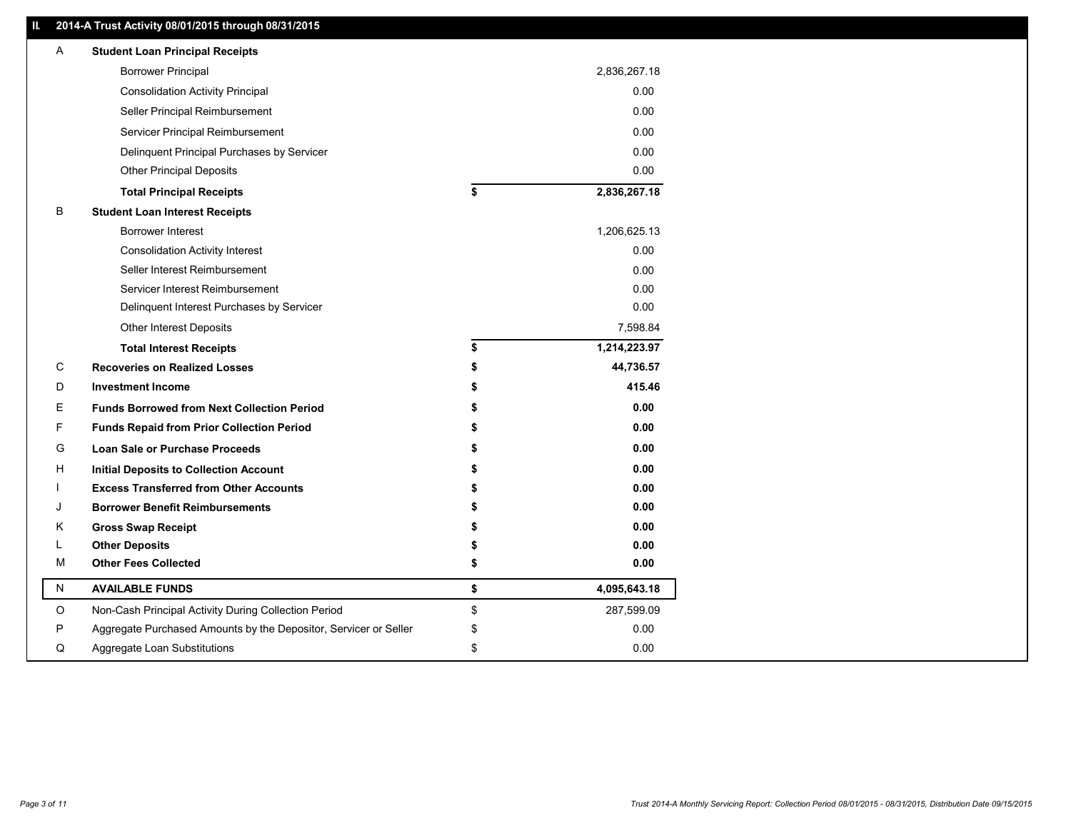## II. 2014-A Trust Activity 08/01/2015 through 08/31/2015

| | | | |
|---|---|---|---|
| A | **Student Loan Principal Receipts** | | |
| | Borrower Principal | | 2,836,267.18 |
| | Consolidation Activity Principal | | 0.00 |
| | Seller Principal Reimbursement | | 0.00 |
| | Servicer Principal Reimbursement | | 0.00 |
| | Delinquent Principal Purchases by Servicer | | 0.00 |
| | Other Principal Deposits | | 0.00 |
| | **Total Principal Receipts** | **$** | **2,836,267.18** |
| B | **Student Loan Interest Receipts** | | |
| | Borrower Interest | | 1,206,625.13 |
| | Consolidation Activity Interest | | 0.00 |
| | Seller Interest Reimbursement | | 0.00 |
| | Servicer Interest Reimbursement | | 0.00 |
| | Delinquent Interest Purchases by Servicer | | 0.00 |
| | Other Interest Deposits | | 7,598.84 |
| | **Total Interest Receipts** | **$** | **1,214,223.97** |
| C | **Recoveries on Realized Losses** | **$** | **44,736.57** |
| D | **Investment Income** | **$** | **415.46** |
| E | **Funds Borrowed from Next Collection Period** | **$** | **0.00** |
| F | **Funds Repaid from Prior Collection Period** | **$** | **0.00** |
| G | **Loan Sale or Purchase Proceeds** | **$** | **0.00** |
| H | **Initial Deposits to Collection Account** | **$** | **0.00** |
| I | **Excess Transferred from Other Accounts** | **$** | **0.00** |
| J | **Borrower Benefit Reimbursements** | **$** | **0.00** |
| K | **Gross Swap Receipt** | **$** | **0.00** |
| L | **Other Deposits** | **$** | **0.00** |
| M | **Other Fees Collected** | **$** | **0.00** |
| N | **AVAILABLE FUNDS** | **$** | **4,095,643.18** |
| O | Non-Cash Principal Activity During Collection Period | $ | 287,599.09 |
| P | Aggregate Purchased Amounts by the Depositor, Servicer or Seller | $ | 0.00 |
| Q | Aggregate Loan Substitutions | $ | 0.00 |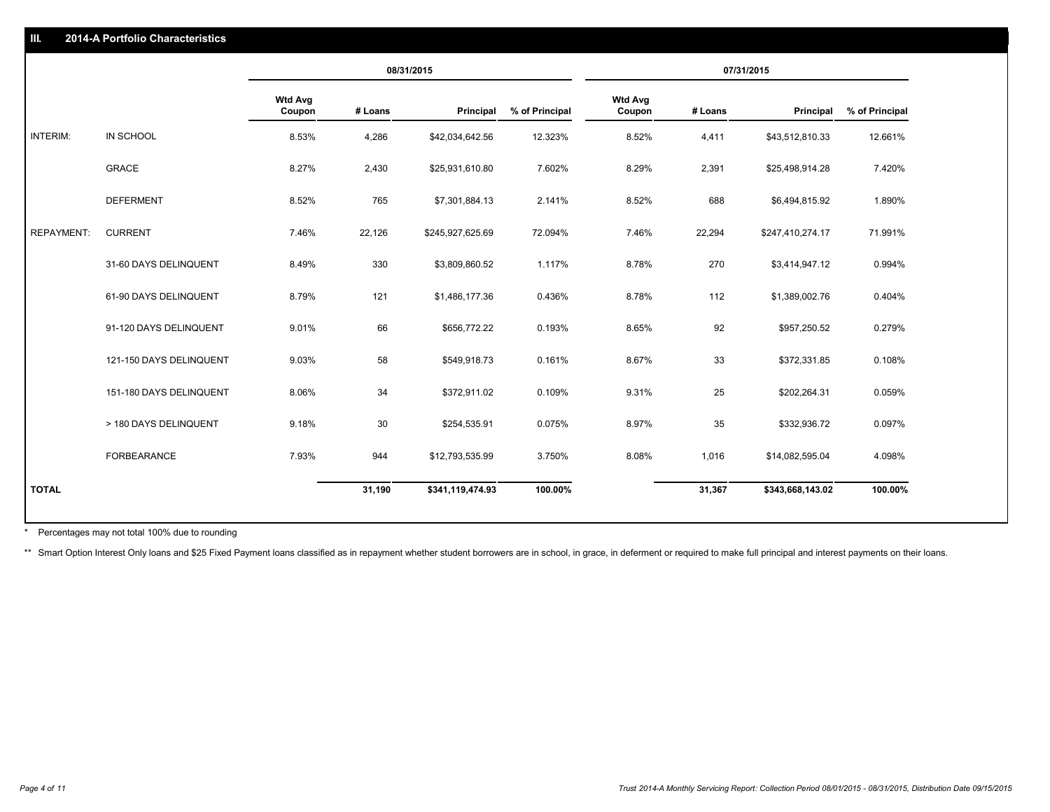## III. 2014-A Portfolio Characteristics

| | | 08/31/2015 | | | | 07/31/2015 | | | |
|---|---|---|---|---|---|---|---|---|---|
| | | Wtd Avg Coupon | # Loans | Principal | % of Principal | Wtd Avg Coupon | # Loans | Principal | % of Principal |
| INTERIM: | IN SCHOOL | 8.53% | 4,286 | $42,034,642.56 | 12.323% | 8.52% | 4,411 | $43,512,810.33 | 12.661% |
| | GRACE | 8.27% | 2,430 | $25,931,610.80 | 7.602% | 8.29% | 2,391 | $25,498,914.28 | 7.420% |
| | DEFERMENT | 8.52% | 765 | $7,301,884.13 | 2.141% | 8.52% | 688 | $6,494,815.92 | 1.890% |
| REPAYMENT: | CURRENT | 7.46% | 22,126 | $245,927,625.69 | 72.094% | 7.46% | 22,294 | $247,410,274.17 | 71.991% |
| | 31-60 DAYS DELINQUENT | 8.49% | 330 | $3,809,860.52 | 1.117% | 8.78% | 270 | $3,414,947.12 | 0.994% |
| | 61-90 DAYS DELINQUENT | 8.79% | 121 | $1,486,177.36 | 0.436% | 8.78% | 112 | $1,389,002.76 | 0.404% |
| | 91-120 DAYS DELINQUENT | 9.01% | 66 | $656,772.22 | 0.193% | 8.65% | 92 | $957,250.52 | 0.279% |
| | 121-150 DAYS DELINQUENT | 9.03% | 58 | $549,918.73 | 0.161% | 8.67% | 33 | $372,331.85 | 0.108% |
| | 151-180 DAYS DELINQUENT | 8.06% | 34 | $372,911.02 | 0.109% | 9.31% | 25 | $202,264.31 | 0.059% |
| | > 180 DAYS DELINQUENT | 9.18% | 30 | $254,535.91 | 0.075% | 8.97% | 35 | $332,936.72 | 0.097% |
| | FORBEARANCE | 7.93% | 944 | $12,793,535.99 | 3.750% | 8.08% | 1,016 | $14,082,595.04 | 4.098% |
| **TOTAL** | | | **31,190** | **$341,119,474.93** | **100.00%** | | **31,367** | **$343,668,143.02** | **100.00%** |

\* Percentages may not total 100% due to rounding

\*\* Smart Option Interest Only loans and $25 Fixed Payment loans classified as in repayment whether student borrowers are in school, in grace, in deferment or required to make full principal and interest payments on their loans.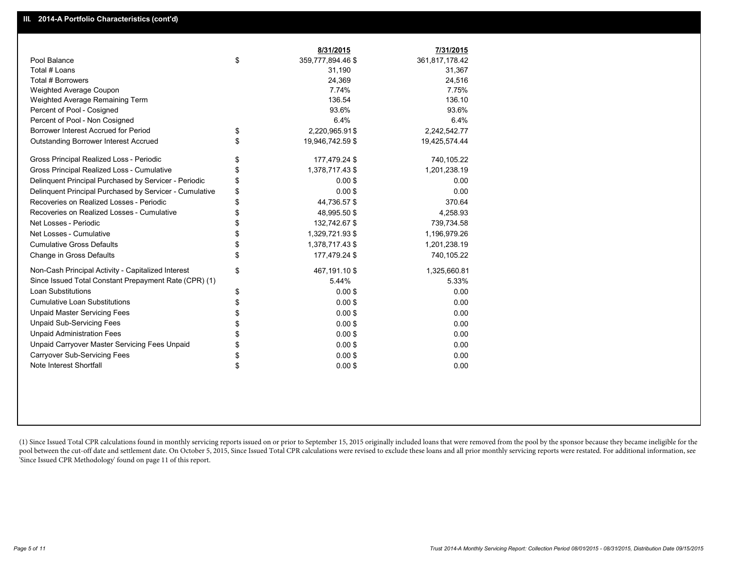## III. 2014-A Portfolio Characteristics (cont'd)

| | | 8/31/2015 | 7/31/2015 |
|---|---|---|---|
| Pool Balance | $ | 359,777,894.46 $ | 361,817,178.42 |
| Total # Loans | | 31,190 | 31,367 |
| Total # Borrowers | | 24,369 | 24,516 |
| Weighted Average Coupon | | 7.74% | 7.75% |
| Weighted Average Remaining Term | | 136.54 | 136.10 |
| Percent of Pool - Cosigned | | 93.6% | 93.6% |
| Percent of Pool - Non Cosigned | | 6.4% | 6.4% |
| Borrower Interest Accrued for Period | $ | 2,220,965.91 $ | 2,242,542.77 |
| Outstanding Borrower Interest Accrued | $ | 19,946,742.59 $ | 19,425,574.44 |
| Gross Principal Realized Loss - Periodic | $ | 177,479.24 $ | 740,105.22 |
| Gross Principal Realized Loss - Cumulative | $ | 1,378,717.43 $ | 1,201,238.19 |
| Delinquent Principal Purchased by Servicer - Periodic | $ | 0.00 $ | 0.00 |
| Delinquent Principal Purchased by Servicer - Cumulative | $ | 0.00 $ | 0.00 |
| Recoveries on Realized Losses - Periodic | $ | 44,736.57 $ | 370.64 |
| Recoveries on Realized Losses - Cumulative | $ | 48,995.50 $ | 4,258.93 |
| Net Losses - Periodic | $ | 132,742.67 $ | 739,734.58 |
| Net Losses - Cumulative | $ | 1,329,721.93 $ | 1,196,979.26 |
| Cumulative Gross Defaults | $ | 1,378,717.43 $ | 1,201,238.19 |
| Change in Gross Defaults | $ | 177,479.24 $ | 740,105.22 |
| Non-Cash Principal Activity - Capitalized Interest | $ | 467,191.10 $ | 1,325,660.81 |
| Since Issued Total Constant Prepayment Rate (CPR) (1) | | 5.44% | 5.33% |
| Loan Substitutions | $ | 0.00 $ | 0.00 |
| Cumulative Loan Substitutions | $ | 0.00 $ | 0.00 |
| Unpaid Master Servicing Fees | $ | 0.00 $ | 0.00 |
| Unpaid Sub-Servicing Fees | $ | 0.00 $ | 0.00 |
| Unpaid Administration Fees | $ | 0.00 $ | 0.00 |
| Unpaid Carryover Master Servicing Fees Unpaid | $ | 0.00 $ | 0.00 |
| Carryover Sub-Servicing Fees | $ | 0.00 $ | 0.00 |
| Note Interest Shortfall | $ | 0.00 $ | 0.00 |

(1) Since Issued Total CPR calculations found in monthly servicing reports issued on or prior to September 15, 2015 originally included loans that were removed from the pool by the sponsor because they became ineligible for the pool between the cut-off date and settlement date. On October 5, 2015, Since Issued Total CPR calculations were revised to exclude these loans and all prior monthly servicing reports were restated. For additional information, see 'Since Issued CPR Methodology' found on page 11 of this report.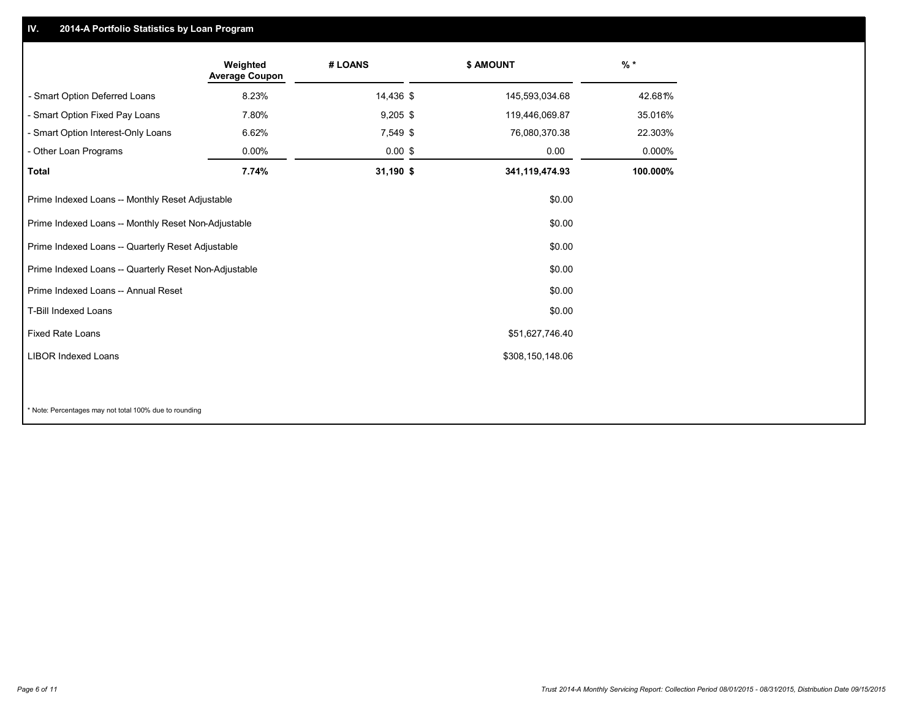## IV. 2014-A Portfolio Statistics by Loan Program

| | Weighted Average Coupon | # LOANS | | $ AMOUNT | % * |
|---|---|---|---|---|---|
| - Smart Option Deferred Loans | 8.23% | 14,436 | $ | 145,593,034.68 | 42.681% |
| - Smart Option Fixed Pay Loans | 7.80% | 9,205 | $ | 119,446,069.87 | 35.016% |
| - Smart Option Interest-Only Loans | 6.62% | 7,549 | $ | 76,080,370.38 | 22.303% |
| - Other Loan Programs | 0.00% | 0.00 | $ | 0.00 | 0.000% |
| **Total** | **7.74%** | **31,190** | **$** | **341,119,474.93** | **100.000%** |

| | |
|---|---|
| Prime Indexed Loans -- Monthly Reset Adjustable | $0.00 |
| Prime Indexed Loans -- Monthly Reset Non-Adjustable | $0.00 |
| Prime Indexed Loans -- Quarterly Reset Adjustable | $0.00 |
| Prime Indexed Loans -- Quarterly Reset Non-Adjustable | $0.00 |
| Prime Indexed Loans -- Annual Reset | $0.00 |
| T-Bill Indexed Loans | $0.00 |
| Fixed Rate Loans | $51,627,746.40 |
| LIBOR Indexed Loans | $308,150,148.06 |

* Note: Percentages may not total 100% due to rounding

*Trust 2014-A Monthly Servicing Report: Collection Period 08/01/2015 - 08/31/2015, Distribution Date 09/15/2015*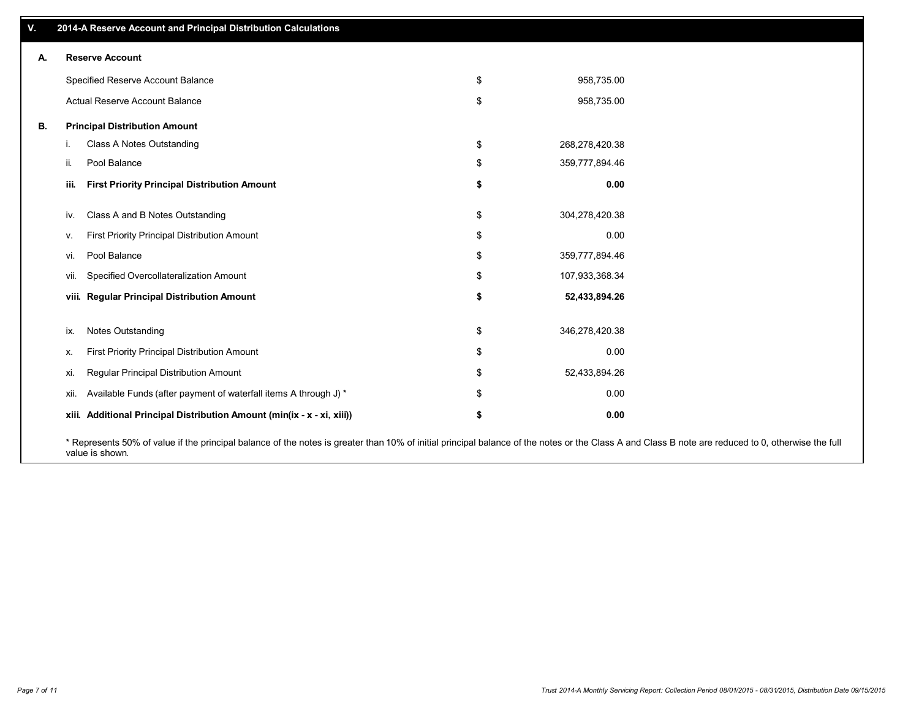## V. 2014-A Reserve Account and Principal Distribution Calculations

### A. Reserve Account

| | | | |
|---|---|---|---|
| Specified Reserve Account Balance | | $ | 958,735.00 |
| Actual Reserve Account Balance | | $ | 958,735.00 |

### B. Principal Distribution Amount

| | | | |
|---|---|---|---|
| i. | Class A Notes Outstanding | $ | 268,278,420.38 |
| ii. | Pool Balance | $ | 359,777,894.46 |
| **iii.** | **First Priority Principal Distribution Amount** | **$** | **0.00** |
| iv. | Class A and B Notes Outstanding | $ | 304,278,420.38 |
| v. | First Priority Principal Distribution Amount | $ | 0.00 |
| vi. | Pool Balance | $ | 359,777,894.46 |
| vii. | Specified Overcollateralization Amount | $ | 107,933,368.34 |
| **viii.** | **Regular Principal Distribution Amount** | **$** | **52,433,894.26** |
| ix. | Notes Outstanding | $ | 346,278,420.38 |
| x. | First Priority Principal Distribution Amount | $ | 0.00 |
| xi. | Regular Principal Distribution Amount | $ | 52,433,894.26 |
| xii. | Available Funds (after payment of waterfall items A through J) * | $ | 0.00 |
| **xiii.** | **Additional Principal Distribution Amount (min(ix - x - xi, xiii))** | **$** | **0.00** |

* Represents 50% of value if the principal balance of the notes is greater than 10% of initial principal balance of the notes or the Class A and Class B note are reduced to 0, otherwise the full value is shown.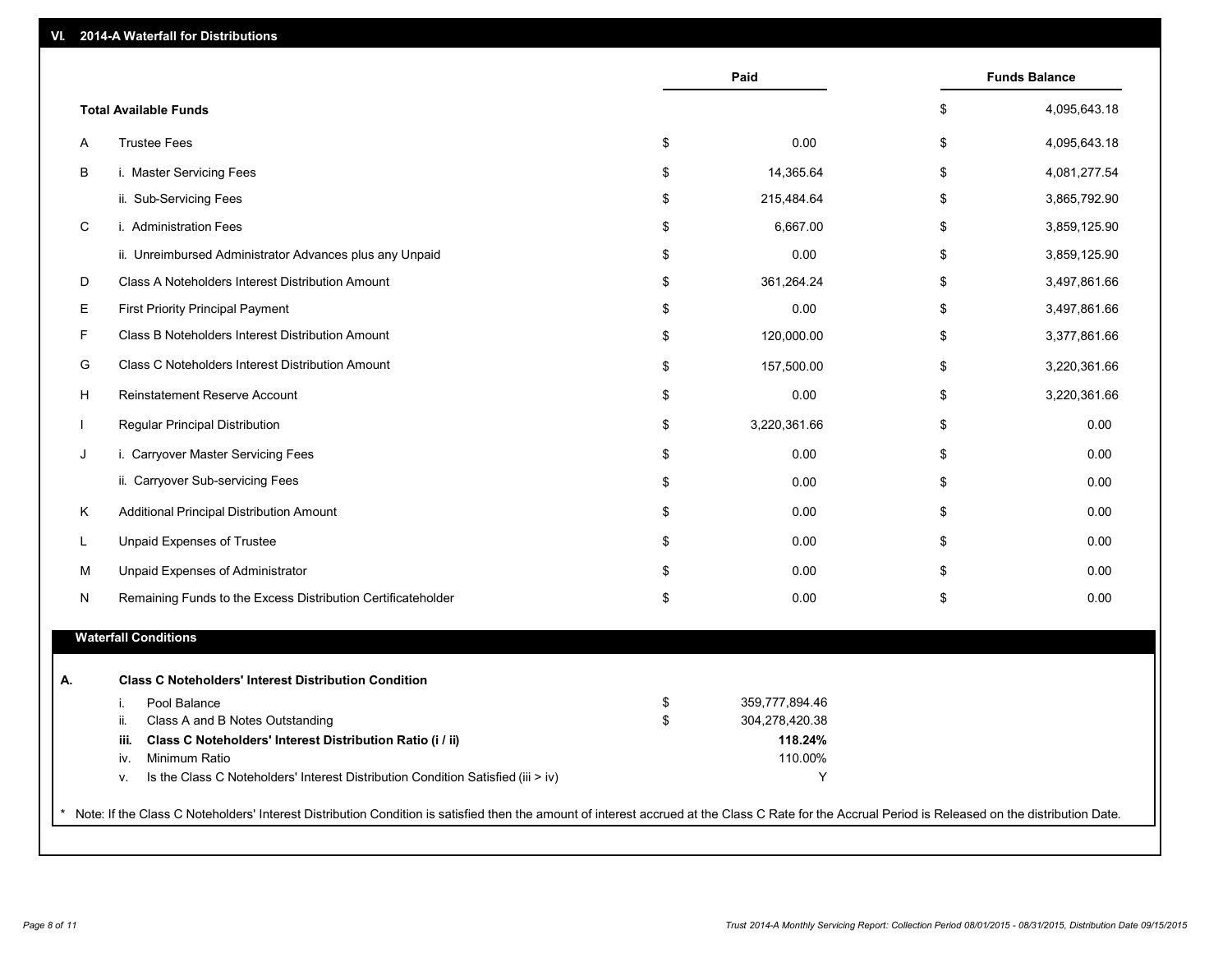## VI. 2014-A Waterfall for Distributions

| | | Paid | Funds Balance |
|---|---|---|---|
| | **Total Available Funds** | | $ 4,095,643.18 |
| A | Trustee Fees | $ 0.00 | $ 4,095,643.18 |
| B | i. Master Servicing Fees | $ 14,365.64 | $ 4,081,277.54 |
| | ii. Sub-Servicing Fees | $ 215,484.64 | $ 3,865,792.90 |
| C | i. Administration Fees | $ 6,667.00 | $ 3,859,125.90 |
| | ii. Unreimbursed Administrator Advances plus any Unpaid | $ 0.00 | $ 3,859,125.90 |
| D | Class A Noteholders Interest Distribution Amount | $ 361,264.24 | $ 3,497,861.66 |
| E | First Priority Principal Payment | $ 0.00 | $ 3,497,861.66 |
| F | Class B Noteholders Interest Distribution Amount | $ 120,000.00 | $ 3,377,861.66 |
| G | Class C Noteholders Interest Distribution Amount | $ 157,500.00 | $ 3,220,361.66 |
| H | Reinstatement Reserve Account | $ 0.00 | $ 3,220,361.66 |
| I | Regular Principal Distribution | $ 3,220,361.66 | $ 0.00 |
| J | i. Carryover Master Servicing Fees | $ 0.00 | $ 0.00 |
| | ii. Carryover Sub-servicing Fees | $ 0.00 | $ 0.00 |
| K | Additional Principal Distribution Amount | $ 0.00 | $ 0.00 |
| L | Unpaid Expenses of Trustee | $ 0.00 | $ 0.00 |
| M | Unpaid Expenses of Administrator | $ 0.00 | $ 0.00 |
| N | Remaining Funds to the Excess Distribution Certificateholder | $ 0.00 | $ 0.00 |

### Waterfall Conditions

**A. Class C Noteholders' Interest Distribution Condition**

| | | |
|---|---|---|
| i. | Pool Balance | $ 359,777,894.46 |
| ii. | Class A and B Notes Outstanding | $ 304,278,420.38 |
| **iii.** | **Class C Noteholders' Interest Distribution Ratio (i / ii)** | **118.24%** |
| iv. | Minimum Ratio | 110.00% |
| v. | Is the Class C Noteholders' Interest Distribution Condition Satisfied (iii > iv) | Y |

\* Note: If the Class C Noteholders' Interest Distribution Condition is satisfied then the amount of interest accrued at the Class C Rate for the Accrual Period is Released on the distribution Date.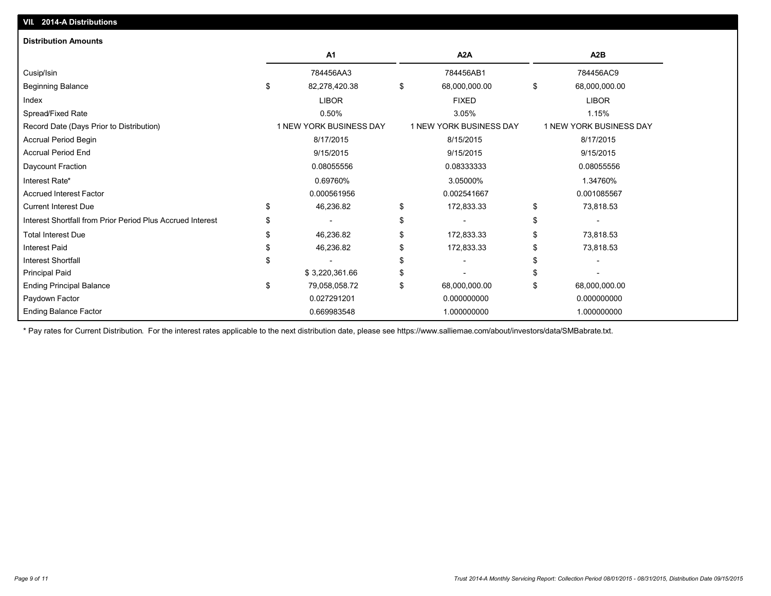## VII. 2014-A Distributions

### Distribution Amounts

| | A1 | A2A | A2B |
|---|---|---|---|
| Cusip/Isin | 784456AA3 | 784456AB1 | 784456AC9 |
| Beginning Balance | $ 82,278,420.38 | $ 68,000,000.00 | $ 68,000,000.00 |
| Index | LIBOR | FIXED | LIBOR |
| Spread/Fixed Rate | 0.50% | 3.05% | 1.15% |
| Record Date (Days Prior to Distribution) | 1 NEW YORK BUSINESS DAY | 1 NEW YORK BUSINESS DAY | 1 NEW YORK BUSINESS DAY |
| Accrual Period Begin | 8/17/2015 | 8/15/2015 | 8/17/2015 |
| Accrual Period End | 9/15/2015 | 9/15/2015 | 9/15/2015 |
| Daycount Fraction | 0.08055556 | 0.08333333 | 0.08055556 |
| Interest Rate* | 0.69760% | 3.05000% | 1.34760% |
| Accrued Interest Factor | 0.000561956 | 0.002541667 | 0.001085567 |
| Current Interest Due | $ 46,236.82 | $ 172,833.33 | $ 73,818.53 |
| Interest Shortfall from Prior Period Plus Accrued Interest | $ - | $ - | $ - |
| Total Interest Due | $ 46,236.82 | $ 172,833.33 | $ 73,818.53 |
| Interest Paid | $ 46,236.82 | $ 172,833.33 | $ 73,818.53 |
| Interest Shortfall | $ - | $ - | $ - |
| Principal Paid | $ 3,220,361.66 | $ - | $ - |
| Ending Principal Balance | $ 79,058,058.72 | $ 68,000,000.00 | $ 68,000,000.00 |
| Paydown Factor | 0.027291201 | 0.000000000 | 0.000000000 |
| Ending Balance Factor | 0.669983548 | 1.000000000 | 1.000000000 |

* Pay rates for Current Distribution. For the interest rates applicable to the next distribution date, please see https://www.salliemae.com/about/investors/data/SMBabrate.txt.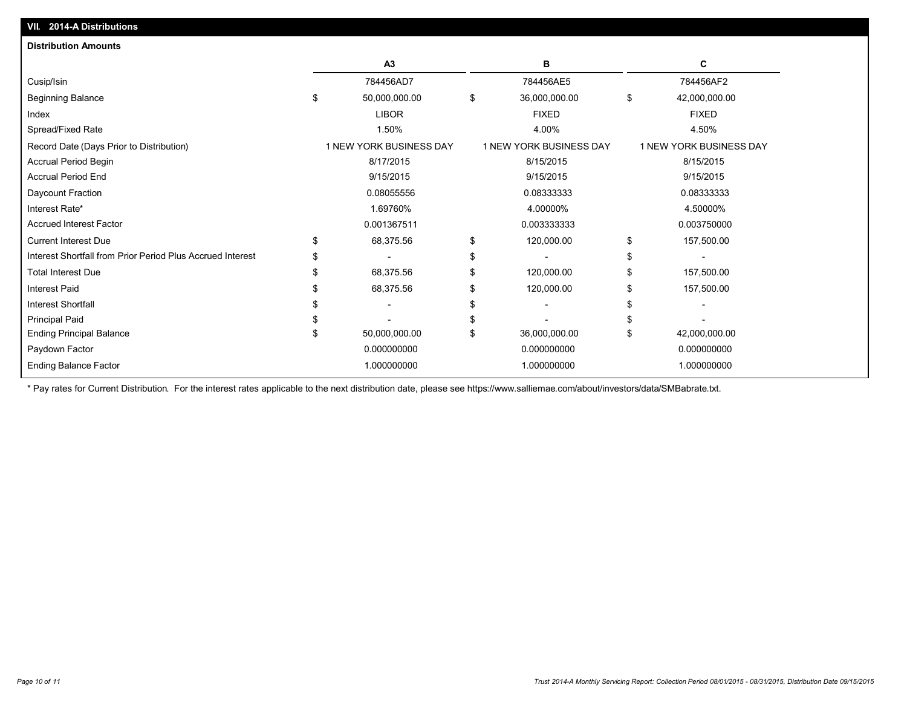## VII. 2014-A Distributions

### Distribution Amounts

| | A3 | B | C |
|---|---|---|---|
| Cusip/Isin | 784456AD7 | 784456AE5 | 784456AF2 |
| Beginning Balance | $ 50,000,000.00 | $ 36,000,000.00 | $ 42,000,000.00 |
| Index | LIBOR | FIXED | FIXED |
| Spread/Fixed Rate | 1.50% | 4.00% | 4.50% |
| Record Date (Days Prior to Distribution) | 1 NEW YORK BUSINESS DAY | 1 NEW YORK BUSINESS DAY | 1 NEW YORK BUSINESS DAY |
| Accrual Period Begin | 8/17/2015 | 8/15/2015 | 8/15/2015 |
| Accrual Period End | 9/15/2015 | 9/15/2015 | 9/15/2015 |
| Daycount Fraction | 0.08055556 | 0.08333333 | 0.08333333 |
| Interest Rate* | 1.69760% | 4.00000% | 4.50000% |
| Accrued Interest Factor | 0.001367511 | 0.003333333 | 0.003750000 |
| Current Interest Due | $ 68,375.56 | $ 120,000.00 | $ 157,500.00 |
| Interest Shortfall from Prior Period Plus Accrued Interest | $ - | $ - | $ - |
| Total Interest Due | $ 68,375.56 | $ 120,000.00 | $ 157,500.00 |
| Interest Paid | $ 68,375.56 | $ 120,000.00 | $ 157,500.00 |
| Interest Shortfall | $ - | $ - | $ - |
| Principal Paid | $ - | $ - | $ - |
| Ending Principal Balance | $ 50,000,000.00 | $ 36,000,000.00 | $ 42,000,000.00 |
| Paydown Factor | 0.000000000 | 0.000000000 | 0.000000000 |
| Ending Balance Factor | 1.000000000 | 1.000000000 | 1.000000000 |

* Pay rates for Current Distribution. For the interest rates applicable to the next distribution date, please see https://www.salliemae.com/about/investors/data/SMBabrate.txt.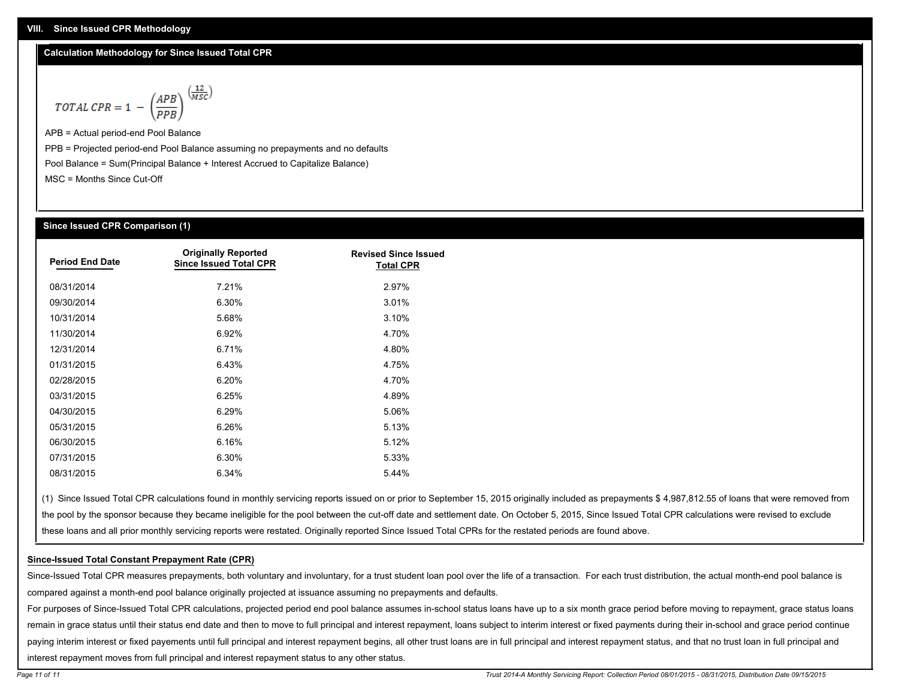## VIII. Since Issued CPR Methodology

### Calculation Methodology for Since Issued Total CPR

$$TOTAL\ CPR = 1 - \left(\frac{APB}{PPB}\right)^{\left(\frac{12}{MSC}\right)}$$

APB = Actual period-end Pool Balance

PPB = Projected period-end Pool Balance assuming no prepayments and no defaults

Pool Balance = Sum(Principal Balance + Interest Accrued to Capitalize Balance)

MSC = Months Since Cut-Off

### Since Issued CPR Comparison (1)

| Period End Date | Originally Reported Since Issued Total CPR | Revised Since Issued Total CPR |
|---|---|---|
| 08/31/2014 | 7.21% | 2.97% |
| 09/30/2014 | 6.30% | 3.01% |
| 10/31/2014 | 5.68% | 3.10% |
| 11/30/2014 | 6.92% | 4.70% |
| 12/31/2014 | 6.71% | 4.80% |
| 01/31/2015 | 6.43% | 4.75% |
| 02/28/2015 | 6.20% | 4.70% |
| 03/31/2015 | 6.25% | 4.89% |
| 04/30/2015 | 6.29% | 5.06% |
| 05/31/2015 | 6.26% | 5.13% |
| 06/30/2015 | 6.16% | 5.12% |
| 07/31/2015 | 6.30% | 5.33% |
| 08/31/2015 | 6.34% | 5.44% |

(1) Since Issued Total CPR calculations found in monthly servicing reports issued on or prior to September 15, 2015 originally included as prepayments $ 4,987,812.55 of loans that were removed from the pool by the sponsor because they became ineligible for the pool between the cut-off date and settlement date. On October 5, 2015, Since Issued Total CPR calculations were revised to exclude these loans and all prior monthly servicing reports were restated. Originally reported Since Issued Total CPRs for the restated periods are found above.

**Since-Issued Total Constant Prepayment Rate (CPR)**

Since-Issued Total CPR measures prepayments, both voluntary and involuntary, for a trust student loan pool over the life of a transaction. For each trust distribution, the actual month-end pool balance is compared against a month-end pool balance originally projected at issuance assuming no prepayments and defaults.

For purposes of Since-Issued Total CPR calculations, projected period end pool balance assumes in-school status loans have up to a six month grace period before moving to repayment, grace status loans remain in grace status until their status end date and then to move to full principal and interest repayment, loans subject to interim interest or fixed payments during their in-school and grace period continue paying interim interest or fixed payements until full principal and interest repayment begins, all other trust loans are in full principal and interest repayment status, and that no trust loan in full principal and interest repayment moves from full principal and interest repayment status to any other status.